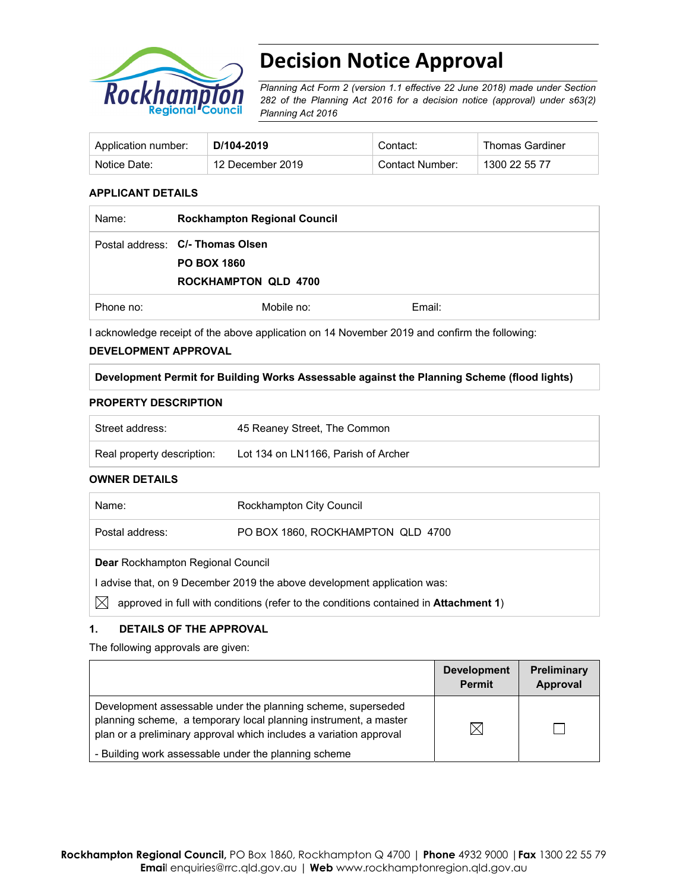# Decision Notice Approval

*Planning Act Form 2 (version 1.1 effective 22 June 2018) made under Section 282 of the Planning Act 2016 for a decision notice (approval) under s63(2) Planning Act 2016*

| Application number: | **D/104-2019** | Contact: | Thomas Gardiner |
|---|---|---|---|
| Notice Date: | 12 December 2019 | Contact Number: | 1300 22 55 77 |

**APPLICANT DETAILS**

| Name: | **Rockhampton Regional Council** | |
|---|---|---|
| Postal address: | **C/- Thomas Olsen**<br>**PO BOX 1860**<br>**ROCKHAMPTON QLD 4700** | |
| Phone no: | Mobile no: | Email: |

I acknowledge receipt of the above application on 14 November 2019 and confirm the following:

**DEVELOPMENT APPROVAL**

| **Development Permit for Building Works Assessable against the Planning Scheme (flood lights)** |
|---|

**PROPERTY DESCRIPTION**

| Street address: | 45 Reaney Street, The Common |
|---|---|
| Real property description: | Lot 134 on LN1166, Parish of Archer |

**OWNER DETAILS**

| Name: | Rockhampton City Council |
|---|---|
| Postal address: | PO BOX 1860, ROCKHAMPTON QLD 4700 |

**Dear** Rockhampton Regional Council

I advise that, on 9 December 2019 the above development application was:

☒ approved in full with conditions (refer to the conditions contained in **Attachment 1**)

## 1. DETAILS OF THE APPROVAL

The following approvals are given:

| | Development Permit | Preliminary Approval |
|---|---|---|
| Development assessable under the planning scheme, superseded planning scheme, a temporary local planning instrument, a master plan or a preliminary approval which includes a variation approval<br><br>- Building work assessable under the planning scheme | ☒ | ☐ |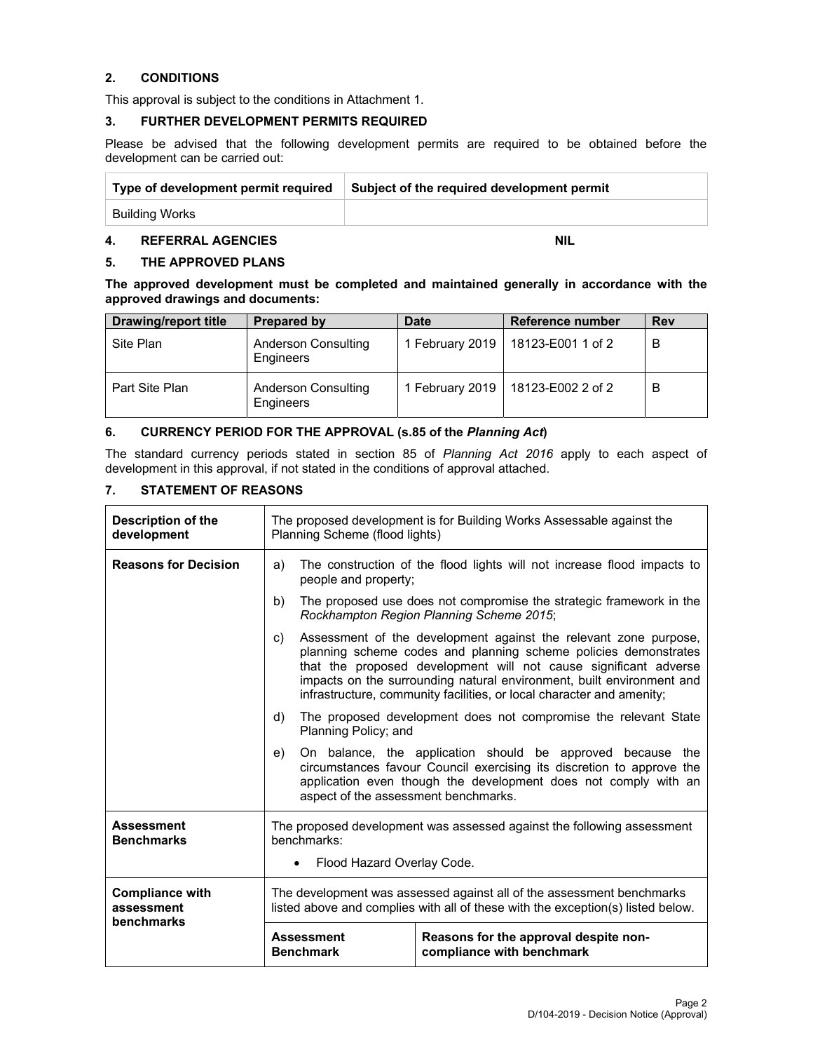## 2. CONDITIONS

This approval is subject to the conditions in Attachment 1.

## 3. FURTHER DEVELOPMENT PERMITS REQUIRED

Please be advised that the following development permits are required to be obtained before the development can be carried out:

| Type of development permit required | Subject of the required development permit |
|---|---|
| Building Works | |

## 4. REFERRAL AGENCIES NIL

## 5. THE APPROVED PLANS

**The approved development must be completed and maintained generally in accordance with the approved drawings and documents:**

| Drawing/report title | Prepared by | Date | Reference number | Rev |
|---|---|---|---|---|
| Site Plan | Anderson Consulting Engineers | 1 February 2019 | 18123-E001 1 of 2 | B |
| Part Site Plan | Anderson Consulting Engineers | 1 February 2019 | 18123-E002 2 of 2 | B |

## 6. CURRENCY PERIOD FOR THE APPROVAL (s.85 of the *Planning Act*)

The standard currency periods stated in section 85 of *Planning Act 2016* apply to each aspect of development in this approval, if not stated in the conditions of approval attached.

## 7. STATEMENT OF REASONS

| | | |
|---|---|---|
| **Description of the development** | The proposed development is for Building Works Assessable against the Planning Scheme (flood lights) | |
| **Reasons for Decision** | a) The construction of the flood lights will not increase flood impacts to people and property;<br>b) The proposed use does not compromise the strategic framework in the *Rockhampton Region Planning Scheme 2015*;<br>c) Assessment of the development against the relevant zone purpose, planning scheme codes and planning scheme policies demonstrates that the proposed development will not cause significant adverse impacts on the surrounding natural environment, built environment and infrastructure, community facilities, or local character and amenity;<br>d) The proposed development does not compromise the relevant State Planning Policy; and<br>e) On balance, the application should be approved because the circumstances favour Council exercising its discretion to approve the application even though the development does not comply with an aspect of the assessment benchmarks. | |
| **Assessment Benchmarks** | The proposed development was assessed against the following assessment benchmarks:<br>• Flood Hazard Overlay Code. | |
| **Compliance with assessment benchmarks** | The development was assessed against all of the assessment benchmarks listed above and complies with all of these with the exception(s) listed below. | |
| | **Assessment Benchmark** | **Reasons for the approval despite non-compliance with benchmark** |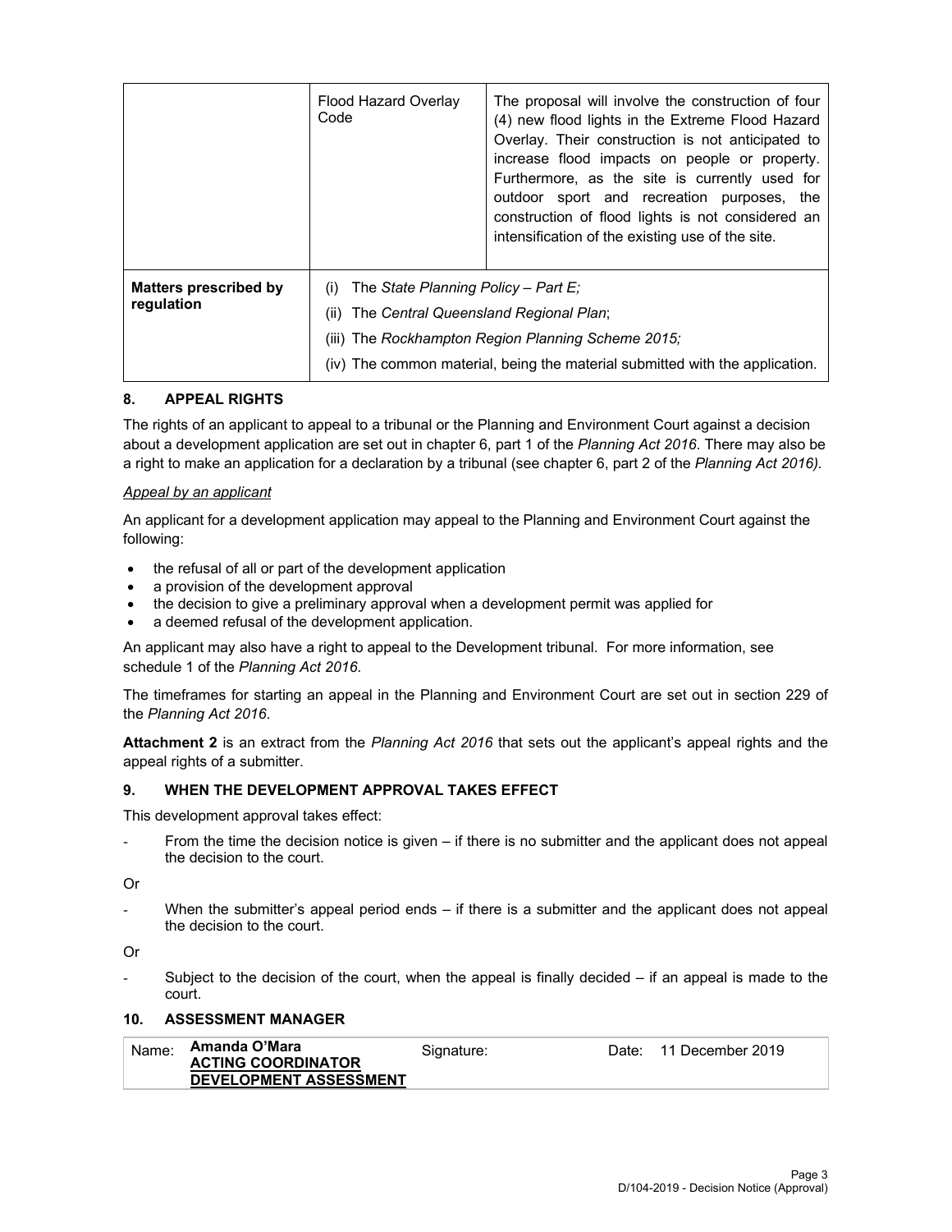| | Flood Hazard Overlay Code | The proposal will involve the construction of four (4) new flood lights in the Extreme Flood Hazard Overlay. Their construction is not anticipated to increase flood impacts on people or property. Furthermore, as the site is currently used for outdoor sport and recreation purposes, the construction of flood lights is not considered an intensification of the existing use of the site. |
|---|---|---|
| **Matters prescribed by regulation** | (i) The *State Planning Policy – Part E;*<br>(ii) The *Central Queensland Regional Plan*;<br>(iii) The *Rockhampton Region Planning Scheme 2015;*<br>(iv) The common material, being the material submitted with the application. | |

## 8. APPEAL RIGHTS

The rights of an applicant to appeal to a tribunal or the Planning and Environment Court against a decision about a development application are set out in chapter 6, part 1 of the *Planning Act 2016*. There may also be a right to make an application for a declaration by a tribunal (see chapter 6, part 2 of the *Planning Act 2016).*

*Appeal by an applicant*

An applicant for a development application may appeal to the Planning and Environment Court against the following:

- the refusal of all or part of the development application
- a provision of the development approval
- the decision to give a preliminary approval when a development permit was applied for
- a deemed refusal of the development application.

An applicant may also have a right to appeal to the Development tribunal. For more information, see schedule 1 of the *Planning Act 2016*.

The timeframes for starting an appeal in the Planning and Environment Court are set out in section 229 of the *Planning Act 2016*.

**Attachment 2** is an extract from the *Planning Act 2016* that sets out the applicant's appeal rights and the appeal rights of a submitter.

## 9. WHEN THE DEVELOPMENT APPROVAL TAKES EFFECT

This development approval takes effect:

- From the time the decision notice is given – if there is no submitter and the applicant does not appeal the decision to the court.

Or

- When the submitter's appeal period ends – if there is a submitter and the applicant does not appeal the decision to the court.

Or

- Subject to the decision of the court, when the appeal is finally decided – if an appeal is made to the court.

## 10. ASSESSMENT MANAGER

| Name: | **Amanda O'Mara**<br>**ACTING COORDINATOR DEVELOPMENT ASSESSMENT** | Signature: | | Date: | 11 December 2019 |
|---|---|---|---|---|---|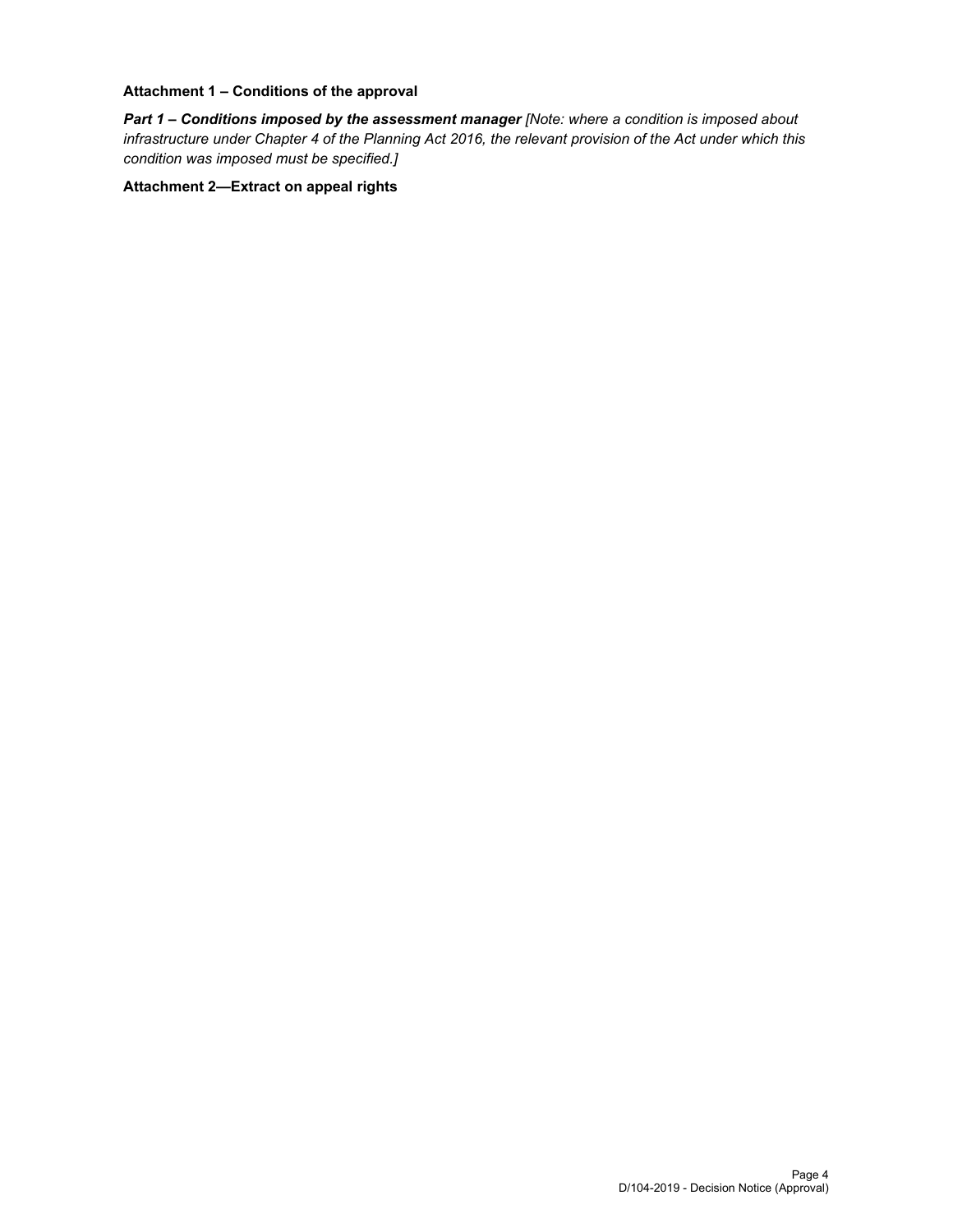**Attachment 1 – Conditions of the approval**

***Part 1 – Conditions imposed by the assessment manager*** *[Note: where a condition is imposed about infrastructure under Chapter 4 of the Planning Act 2016, the relevant provision of the Act under which this condition was imposed must be specified.]*

**Attachment 2—Extract on appeal rights**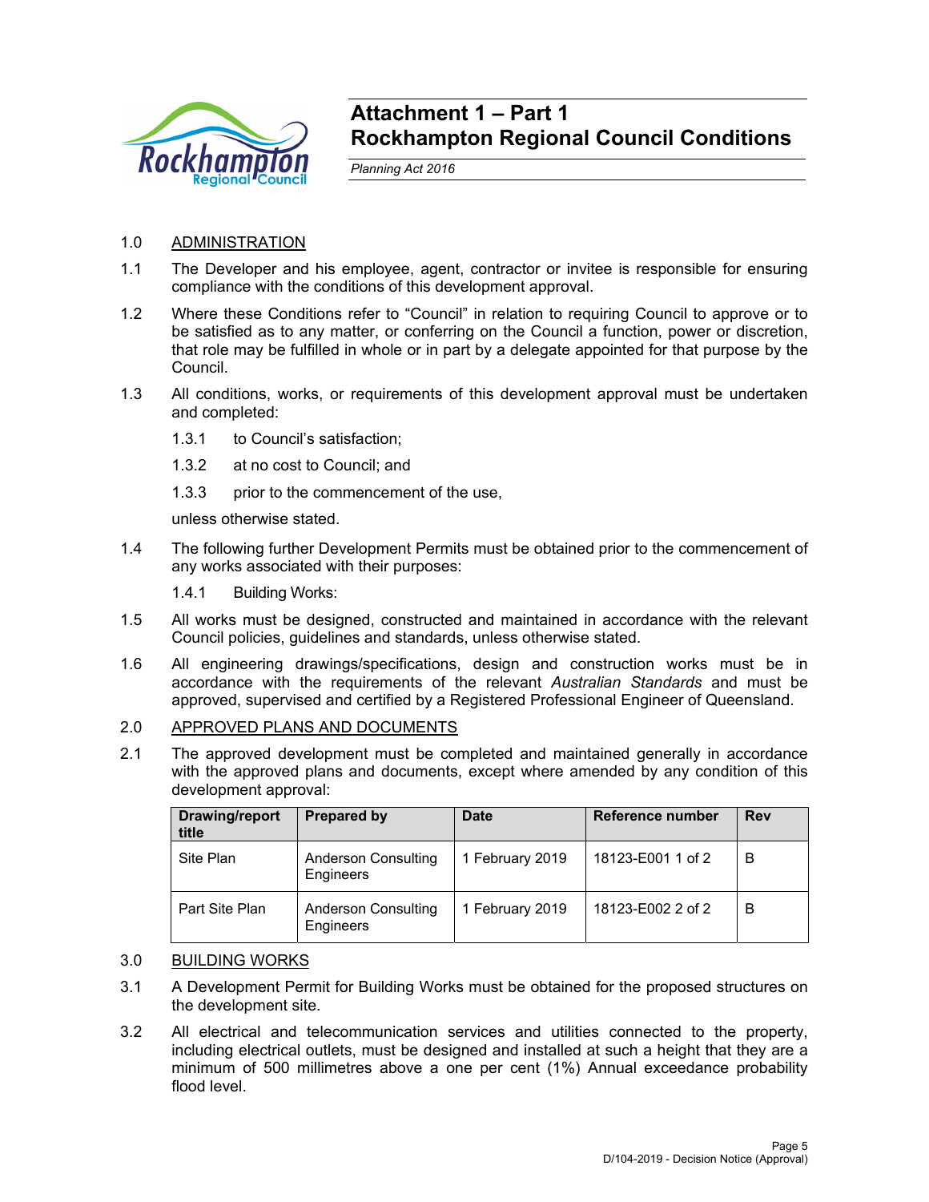# Attachment 1 – Part 1
# Rockhampton Regional Council Conditions

*Planning Act 2016*

1.0 ADMINISTRATION

1.1 The Developer and his employee, agent, contractor or invitee is responsible for ensuring compliance with the conditions of this development approval.

1.2 Where these Conditions refer to "Council" in relation to requiring Council to approve or to be satisfied as to any matter, or conferring on the Council a function, power or discretion, that role may be fulfilled in whole or in part by a delegate appointed for that purpose by the Council.

1.3 All conditions, works, or requirements of this development approval must be undertaken and completed:

1.3.1 to Council's satisfaction;

1.3.2 at no cost to Council; and

1.3.3 prior to the commencement of the use,

unless otherwise stated.

1.4 The following further Development Permits must be obtained prior to the commencement of any works associated with their purposes:

1.4.1 Building Works:

1.5 All works must be designed, constructed and maintained in accordance with the relevant Council policies, guidelines and standards, unless otherwise stated.

1.6 All engineering drawings/specifications, design and construction works must be in accordance with the requirements of the relevant *Australian Standards* and must be approved, supervised and certified by a Registered Professional Engineer of Queensland.

2.0 APPROVED PLANS AND DOCUMENTS

2.1 The approved development must be completed and maintained generally in accordance with the approved plans and documents, except where amended by any condition of this development approval:

| Drawing/report title | Prepared by | Date | Reference number | Rev |
|---|---|---|---|---|
| Site Plan | Anderson Consulting Engineers | 1 February 2019 | 18123-E001 1 of 2 | B |
| Part Site Plan | Anderson Consulting Engineers | 1 February 2019 | 18123-E002 2 of 2 | B |

3.0 BUILDING WORKS

3.1 A Development Permit for Building Works must be obtained for the proposed structures on the development site.

3.2 All electrical and telecommunication services and utilities connected to the property, including electrical outlets, must be designed and installed at such a height that they are a minimum of 500 millimetres above a one per cent (1%) Annual exceedance probability flood level.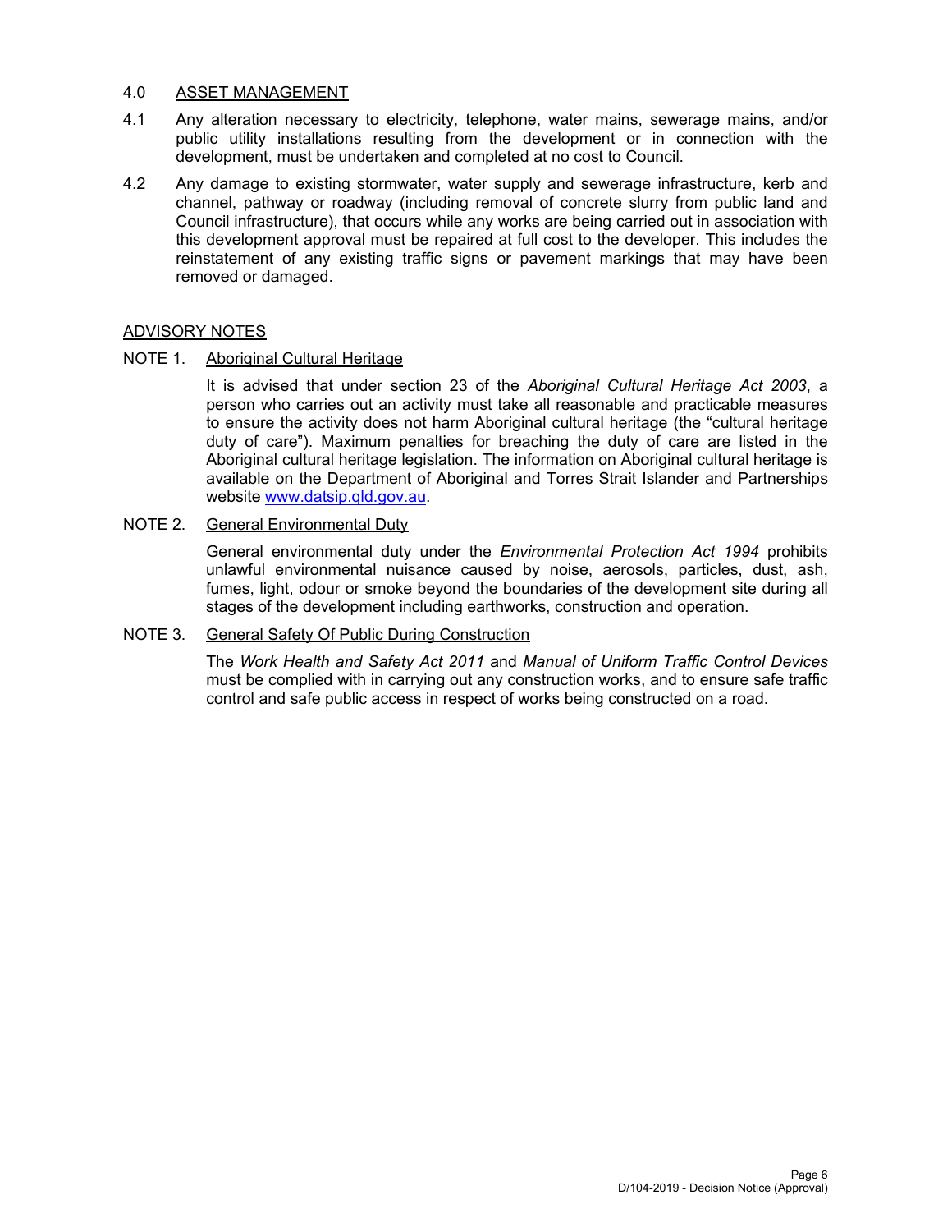## 4.0 ASSET MANAGEMENT

4.1 Any alteration necessary to electricity, telephone, water mains, sewerage mains, and/or public utility installations resulting from the development or in connection with the development, must be undertaken and completed at no cost to Council.

4.2 Any damage to existing stormwater, water supply and sewerage infrastructure, kerb and channel, pathway or roadway (including removal of concrete slurry from public land and Council infrastructure), that occurs while any works are being carried out in association with this development approval must be repaired at full cost to the developer. This includes the reinstatement of any existing traffic signs or pavement markings that may have been removed or damaged.

## ADVISORY NOTES

NOTE 1. Aboriginal Cultural Heritage

It is advised that under section 23 of the *Aboriginal Cultural Heritage Act 2003*, a person who carries out an activity must take all reasonable and practicable measures to ensure the activity does not harm Aboriginal cultural heritage (the "cultural heritage duty of care"). Maximum penalties for breaching the duty of care are listed in the Aboriginal cultural heritage legislation. The information on Aboriginal cultural heritage is available on the Department of Aboriginal and Torres Strait Islander and Partnerships website www.datsip.qld.gov.au.

NOTE 2. General Environmental Duty

General environmental duty under the *Environmental Protection Act 1994* prohibits unlawful environmental nuisance caused by noise, aerosols, particles, dust, ash, fumes, light, odour or smoke beyond the boundaries of the development site during all stages of the development including earthworks, construction and operation.

NOTE 3. General Safety Of Public During Construction

The *Work Health and Safety Act 2011* and *Manual of Uniform Traffic Control Devices* must be complied with in carrying out any construction works, and to ensure safe traffic control and safe public access in respect of works being constructed on a road.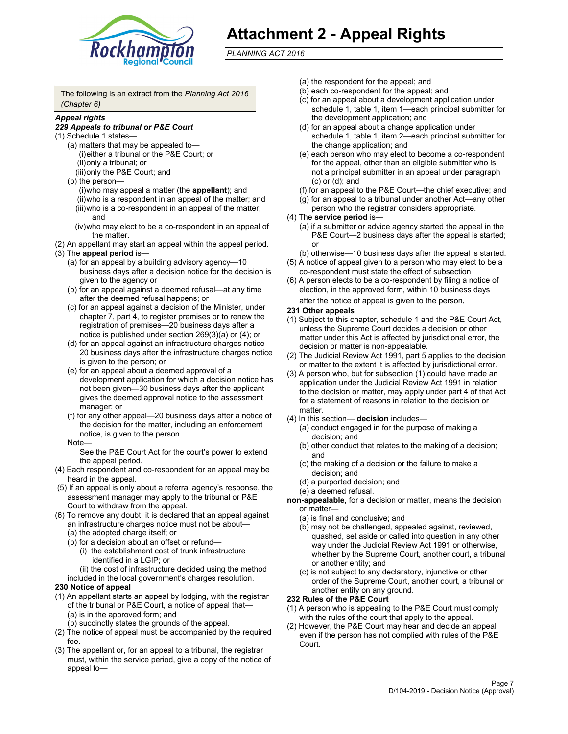# Attachment 2 - Appeal Rights

*PLANNING ACT 2016*

The following is an extract from the *Planning Act 2016 (Chapter 6)*

***Appeal rights***

***229 Appeals to tribunal or P&E Court***

(1) Schedule 1 states—

(a) matters that may be appealed to—

(i) either a tribunal or the P&E Court; or

(ii) only a tribunal; or

(iii) only the P&E Court; and

(b) the person—

(i) who may appeal a matter (the **appellant**); and

(ii) who is a respondent in an appeal of the matter; and

(iii) who is a co-respondent in an appeal of the matter; and

(iv) who may elect to be a co-respondent in an appeal of the matter.

(2) An appellant may start an appeal within the appeal period.

(3) The **appeal period** is—

(a) for an appeal by a building advisory agency—10 business days after a decision notice for the decision is given to the agency or

(b) for an appeal against a deemed refusal—at any time after the deemed refusal happens; or

(c) for an appeal against a decision of the Minister, under chapter 7, part 4, to register premises or to renew the registration of premises—20 business days after a notice is published under section 269(3)(a) or (4); or

(d) for an appeal against an infrastructure charges notice—20 business days after the infrastructure charges notice is given to the person; or

(e) for an appeal about a deemed approval of a development application for which a decision notice has not been given—30 business days after the applicant gives the deemed approval notice to the assessment manager; or

(f) for any other appeal—20 business days after a notice of the decision for the matter, including an enforcement notice, is given to the person.

Note—

See the P&E Court Act for the court's power to extend the appeal period.

(4) Each respondent and co-respondent for an appeal may be heard in the appeal.

(5) If an appeal is only about a referral agency's response, the assessment manager may apply to the tribunal or P&E Court to withdraw from the appeal.

(6) To remove any doubt, it is declared that an appeal against an infrastructure charges notice must not be about—

(a) the adopted charge itself; or

(b) for a decision about an offset or refund—

(i) the establishment cost of trunk infrastructure identified in a LGIP; or

(ii) the cost of infrastructure decided using the method included in the local government's charges resolution.

**230 Notice of appeal**

(1) An appellant starts an appeal by lodging, with the registrar of the tribunal or P&E Court, a notice of appeal that—

(a) is in the approved form; and

(b) succinctly states the grounds of the appeal.

(2) The notice of appeal must be accompanied by the required fee.

(3) The appellant or, for an appeal to a tribunal, the registrar must, within the service period, give a copy of the notice of appeal to—

(a) the respondent for the appeal; and

(b) each co-respondent for the appeal; and

(c) for an appeal about a development application under schedule 1, table 1, item 1—each principal submitter for the development application; and

(d) for an appeal about a change application under schedule 1, table 1, item 2—each principal submitter for the change application; and

(e) each person who may elect to become a co-respondent for the appeal, other than an eligible submitter who is not a principal submitter in an appeal under paragraph (c) or (d); and

(f) for an appeal to the P&E Court—the chief executive; and

(g) for an appeal to a tribunal under another Act—any other person who the registrar considers appropriate.

(4) The **service period** is—

(a) if a submitter or advice agency started the appeal in the P&E Court—2 business days after the appeal is started; or

(b) otherwise—10 business days after the appeal is started.

(5) A notice of appeal given to a person who may elect to be a co-respondent must state the effect of subsection

(6) A person elects to be a co-respondent by filing a notice of election, in the approved form, within 10 business days after the notice of appeal is given to the person.

**231 Other appeals**

(1) Subject to this chapter, schedule 1 and the P&E Court Act, unless the Supreme Court decides a decision or other matter under this Act is affected by jurisdictional error, the decision or matter is non-appealable.

(2) The Judicial Review Act 1991, part 5 applies to the decision or matter to the extent it is affected by jurisdictional error.

(3) A person who, but for subsection (1) could have made an application under the Judicial Review Act 1991 in relation to the decision or matter, may apply under part 4 of that Act for a statement of reasons in relation to the decision or matter.

(4) In this section— **decision** includes—

(a) conduct engaged in for the purpose of making a decision; and

(b) other conduct that relates to the making of a decision; and

(c) the making of a decision or the failure to make a decision; and

(d) a purported decision; and

(e) a deemed refusal.

**non-appealable**, for a decision or matter, means the decision or matter—

(a) is final and conclusive; and

(b) may not be challenged, appealed against, reviewed, quashed, set aside or called into question in any other way under the Judicial Review Act 1991 or otherwise, whether by the Supreme Court, another court, a tribunal or another entity; and

(c) is not subject to any declaratory, injunctive or other order of the Supreme Court, another court, a tribunal or another entity on any ground.

**232 Rules of the P&E Court**

(1) A person who is appealing to the P&E Court must comply with the rules of the court that apply to the appeal.

(2) However, the P&E Court may hear and decide an appeal even if the person has not complied with rules of the P&E Court.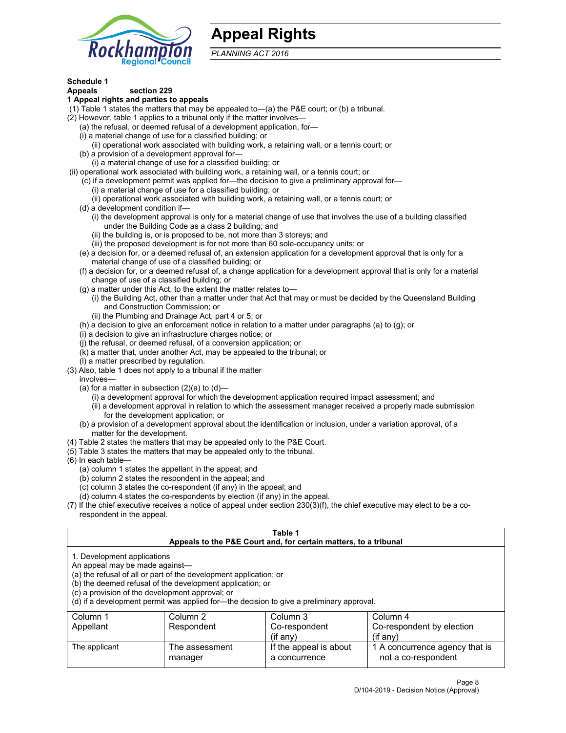# Appeal Rights

*PLANNING ACT 2016*

**Schedule 1**
**Appeals section 229**
**1 Appeal rights and parties to appeals**

(1) Table 1 states the matters that may be appealed to—(a) the P&E court; or (b) a tribunal.
(2) However, table 1 applies to a tribunal only if the matter involves—
(a) the refusal, or deemed refusal of a development application, for—
(i) a material change of use for a classified building; or
(ii) operational work associated with building work, a retaining wall, or a tennis court; or
(b) a provision of a development approval for—
(i) a material change of use for a classified building; or
(ii) operational work associated with building work, a retaining wall, or a tennis court; or
(c) if a development permit was applied for—the decision to give a preliminary approval for—
(i) a material change of use for a classified building; or
(ii) operational work associated with building work, a retaining wall, or a tennis court; or
(d) a development condition if—
(i) the development approval is only for a material change of use that involves the use of a building classified under the Building Code as a class 2 building; and
(ii) the building is, or is proposed to be, not more than 3 storeys; and
(iii) the proposed development is for not more than 60 sole-occupancy units; or
(e) a decision for, or a deemed refusal of, an extension application for a development approval that is only for a material change of use of a classified building; or
(f) a decision for, or a deemed refusal of, a change application for a development approval that is only for a material change of use of a classified building; or
(g) a matter under this Act, to the extent the matter relates to—
(i) the Building Act, other than a matter under that Act that may or must be decided by the Queensland Building and Construction Commission; or
(ii) the Plumbing and Drainage Act, part 4 or 5; or
(h) a decision to give an enforcement notice in relation to a matter under paragraphs (a) to (g); or
(i) a decision to give an infrastructure charges notice; or
(j) the refusal, or deemed refusal, of a conversion application; or
(k) a matter that, under another Act, may be appealed to the tribunal; or
(l) a matter prescribed by regulation.
(3) Also, table 1 does not apply to a tribunal if the matter involves—
(a) for a matter in subsection (2)(a) to (d)—
(i) a development approval for which the development application required impact assessment; and
(ii) a development approval in relation to which the assessment manager received a properly made submission for the development application; or
(b) a provision of a development approval about the identification or inclusion, under a variation approval, of a matter for the development.
(4) Table 2 states the matters that may be appealed only to the P&E Court.
(5) Table 3 states the matters that may be appealed only to the tribunal.
(6) In each table—
(a) column 1 states the appellant in the appeal; and
(b) column 2 states the respondent in the appeal; and
(c) column 3 states the co-respondent (if any) in the appeal; and
(d) column 4 states the co-respondents by election (if any) in the appeal.
(7) If the chief executive receives a notice of appeal under section 230(3)(f), the chief executive may elect to be a co-respondent in the appeal.

**Table 1**
**Appeals to the P&E Court and, for certain matters, to a tribunal**

1. Development applications
An appeal may be made against—
(a) the refusal of all or part of the development application; or
(b) the deemed refusal of the development application; or
(c) a provision of the development approval; or
(d) if a development permit was applied for—the decision to give a preliminary approval.

| Column 1<br>Appellant | Column 2<br>Respondent | Column 3<br>Co-respondent<br>(if any) | Column 4<br>Co-respondent by election<br>(if any) |
|---|---|---|---|
| The applicant | The assessment manager | If the appeal is about a concurrence | 1 A concurrence agency that is not a co-respondent |

D/104-2019 - Decision Notice (Approval)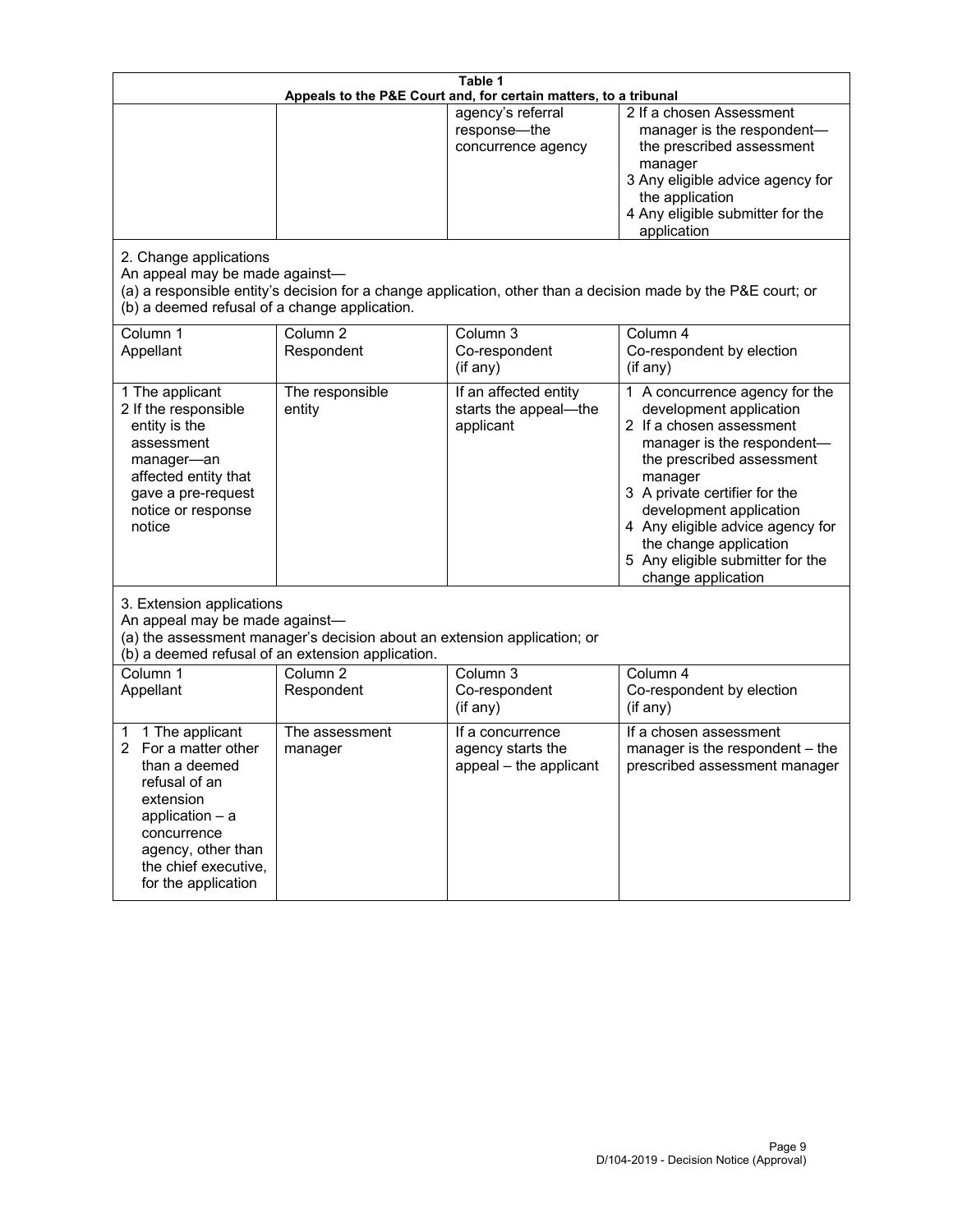**Table 1**
**Appeals to the P&E Court and, for certain matters, to a tribunal**

| | | | |
|---|---|---|---|
| | | agency's referral response—the concurrence agency | 2 If a chosen Assessment manager is the respondent—the prescribed assessment manager<br>3 Any eligible advice agency for the application<br>4 Any eligible submitter for the application |

2. Change applications

An appeal may be made against—

(a) a responsible entity's decision for a change application, other than a decision made by the P&E court; or

(b) a deemed refusal of a change application.

| Column 1<br>Appellant | Column 2<br>Respondent | Column 3<br>Co-respondent<br>(if any) | Column 4<br>Co-respondent by election<br>(if any) |
|---|---|---|---|
| 1 The applicant<br>2 If the responsible entity is the assessment manager—an affected entity that gave a pre-request notice or response notice | The responsible entity | If an affected entity starts the appeal—the applicant | 1 A concurrence agency for the development application<br>2 If a chosen assessment manager is the respondent—the prescribed assessment manager<br>3 A private certifier for the development application<br>4 Any eligible advice agency for the change application<br>5 Any eligible submitter for the change application |

3. Extension applications

An appeal may be made against—

(a) the assessment manager's decision about an extension application; or

(b) a deemed refusal of an extension application.

| Column 1<br>Appellant | Column 2<br>Respondent | Column 3<br>Co-respondent<br>(if any) | Column 4<br>Co-respondent by election<br>(if any) |
|---|---|---|---|
| 1 1 The applicant<br>2 For a matter other than a deemed refusal of an extension application – a concurrence agency, other than the chief executive, for the application | The assessment manager | If a concurrence agency starts the appeal – the applicant | If a chosen assessment manager is the respondent – the prescribed assessment manager |

D/104-2019 - Decision Notice (Approval)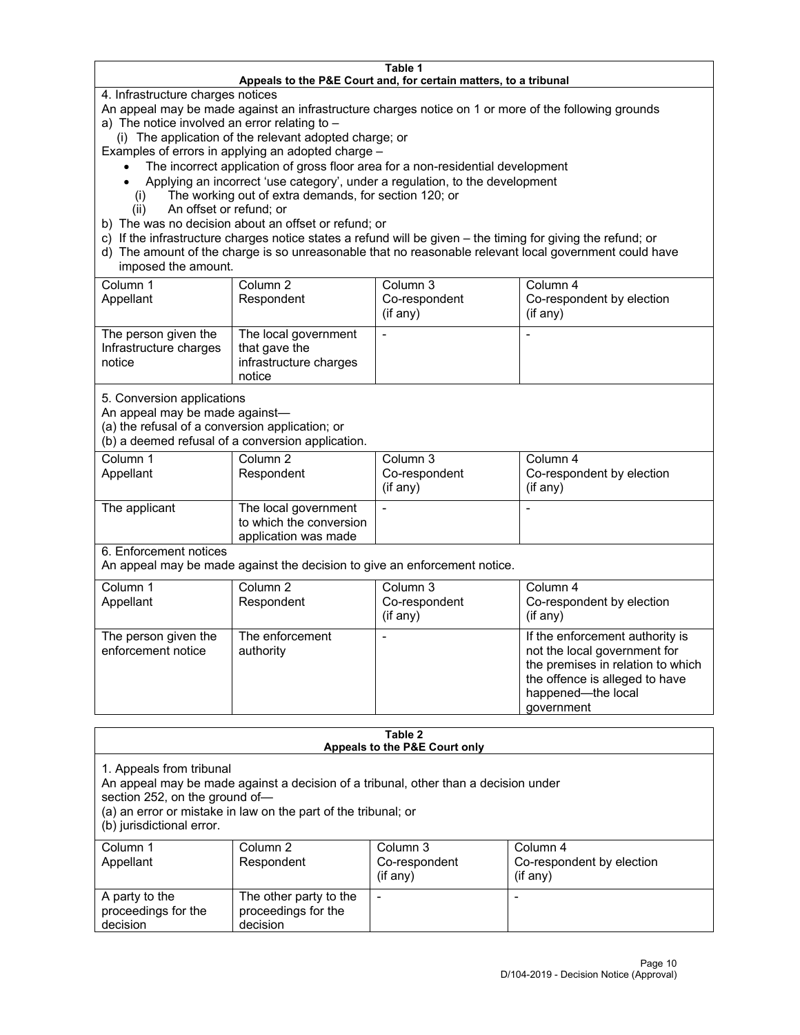**Table 1**
**Appeals to the P&E Court and, for certain matters, to a tribunal**

4. Infrastructure charges notices

An appeal may be made against an infrastructure charges notice on 1 or more of the following grounds

a) The notice involved an error relating to –
   (i) The application of the relevant adopted charge; or

Examples of errors in applying an adopted charge –

- The incorrect application of gross floor area for a non-residential development
- Applying an incorrect 'use category', under a regulation, to the development
   (i) The working out of extra demands, for section 120; or
   (ii) An offset or refund; or

b) The was no decision about an offset or refund; or
c) If the infrastructure charges notice states a refund will be given – the timing for giving the refund; or
d) The amount of the charge is so unreasonable that no reasonable relevant local government could have imposed the amount.

| Column 1<br>Appellant | Column 2<br>Respondent | Column 3<br>Co-respondent<br>(if any) | Column 4<br>Co-respondent by election<br>(if any) |
|---|---|---|---|
| The person given the Infrastructure charges notice | The local government that gave the infrastructure charges notice | - | - |

5. Conversion applications

An appeal may be made against—
(a) the refusal of a conversion application; or
(b) a deemed refusal of a conversion application.

| Column 1<br>Appellant | Column 2<br>Respondent | Column 3<br>Co-respondent<br>(if any) | Column 4<br>Co-respondent by election<br>(if any) |
|---|---|---|---|
| The applicant | The local government to which the conversion application was made | - | - |

6. Enforcement notices

An appeal may be made against the decision to give an enforcement notice.

| Column 1<br>Appellant | Column 2<br>Respondent | Column 3<br>Co-respondent<br>(if any) | Column 4<br>Co-respondent by election<br>(if any) |
|---|---|---|---|
| The person given the enforcement notice | The enforcement authority | - | If the enforcement authority is not the local government for the premises in relation to which the offence is alleged to have happened—the local government |

**Table 2**
**Appeals to the P&E Court only**

1. Appeals from tribunal

An appeal may be made against a decision of a tribunal, other than a decision under section 252, on the ground of—
(a) an error or mistake in law on the part of the tribunal; or
(b) jurisdictional error.

| Column 1<br>Appellant | Column 2<br>Respondent | Column 3<br>Co-respondent<br>(if any) | Column 4<br>Co-respondent by election<br>(if any) |
|---|---|---|---|
| A party to the proceedings for the decision | The other party to the proceedings for the decision | - | - |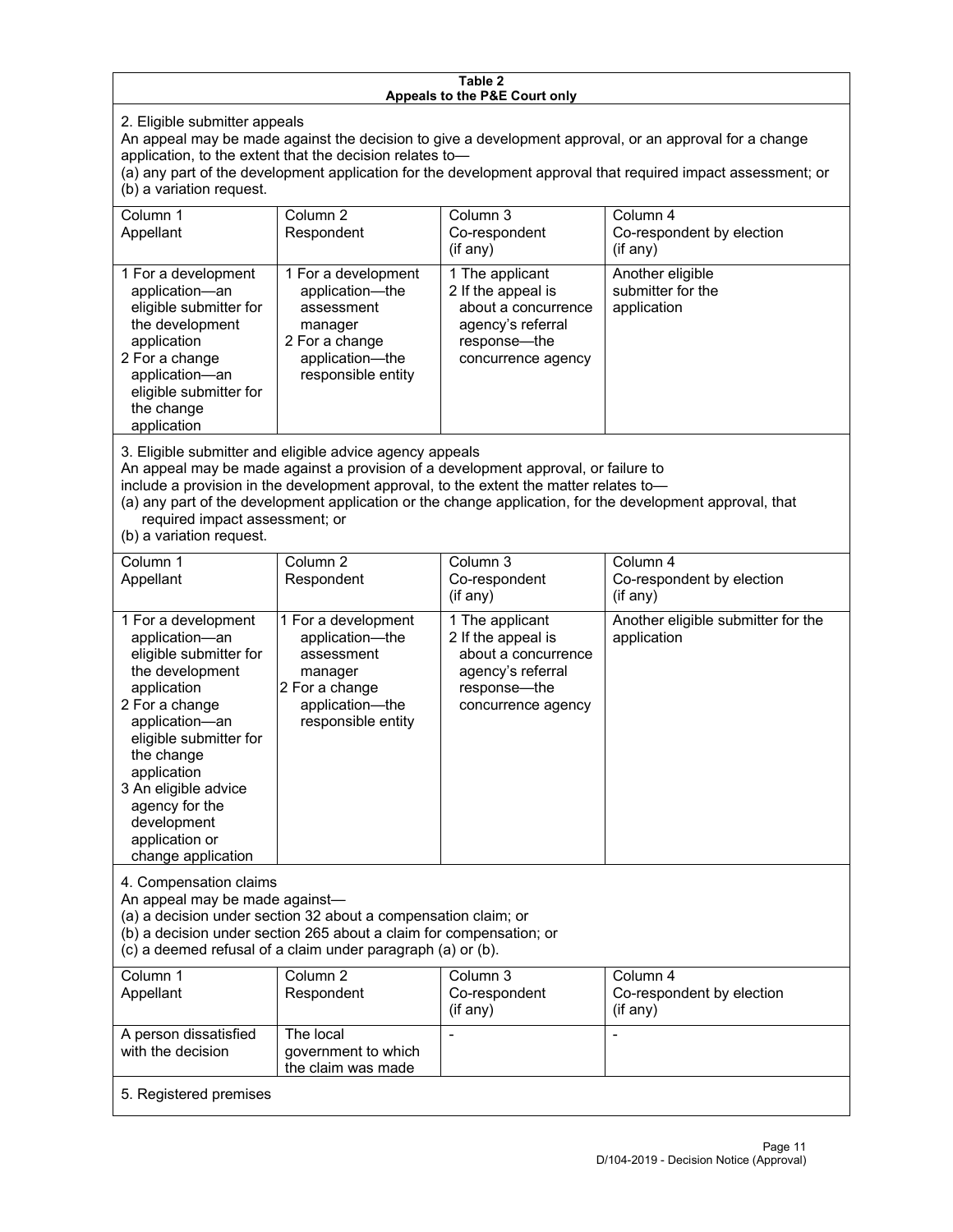**Table 2**
**Appeals to the P&E Court only**

2. Eligible submitter appeals

An appeal may be made against the decision to give a development approval, or an approval for a change application, to the extent that the decision relates to—

(a) any part of the development application for the development approval that required impact assessment; or

(b) a variation request.

| Column 1<br>Appellant | Column 2<br>Respondent | Column 3<br>Co-respondent<br>(if any) | Column 4<br>Co-respondent by election<br>(if any) |
|---|---|---|---|
| 1 For a development application—an eligible submitter for the development application<br>2 For a change application—an eligible submitter for the change application | 1 For a development application—the assessment manager<br>2 For a change application—the responsible entity | 1 The applicant<br>2 If the appeal is about a concurrence agency's referral response—the concurrence agency | Another eligible submitter for the application |

3. Eligible submitter and eligible advice agency appeals

An appeal may be made against a provision of a development approval, or failure to include a provision in the development approval, to the extent the matter relates to—

(a) any part of the development application or the change application, for the development approval, that required impact assessment; or

(b) a variation request.

| Column 1<br>Appellant | Column 2<br>Respondent | Column 3<br>Co-respondent<br>(if any) | Column 4<br>Co-respondent by election<br>(if any) |
|---|---|---|---|
| 1 For a development application—an eligible submitter for the development application<br>2 For a change application—an eligible submitter for the change application<br>3 An eligible advice agency for the development application or change application | 1 For a development application—the assessment manager<br>2 For a change application—the responsible entity | 1 The applicant<br>2 If the appeal is about a concurrence agency's referral response—the concurrence agency | Another eligible submitter for the application |

4. Compensation claims

An appeal may be made against—

(a) a decision under section 32 about a compensation claim; or

(b) a decision under section 265 about a claim for compensation; or

(c) a deemed refusal of a claim under paragraph (a) or (b).

| Column 1<br>Appellant | Column 2<br>Respondent | Column 3<br>Co-respondent<br>(if any) | Column 4<br>Co-respondent by election<br>(if any) |
|---|---|---|---|
| A person dissatisfied with the decision | The local government to which the claim was made | - | - |

5. Registered premises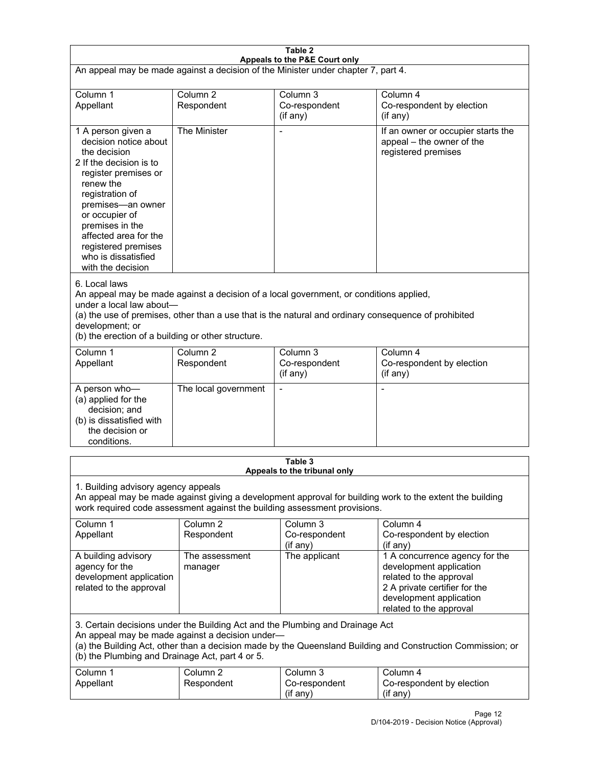**Table 2**
**Appeals to the P&E Court only**

An appeal may be made against a decision of the Minister under chapter 7, part 4.

| Column 1<br>Appellant | Column 2<br>Respondent | Column 3<br>Co-respondent<br>(if any) | Column 4<br>Co-respondent by election<br>(if any) |
|---|---|---|---|
| 1 A person given a decision notice about the decision<br>2 If the decision is to register premises or renew the registration of premises—an owner or occupier of premises in the affected area for the registered premises who is dissatisfied with the decision | The Minister | - | If an owner or occupier starts the appeal – the owner of the registered premises |

6. Local laws

An appeal may be made against a decision of a local government, or conditions applied, under a local law about—

(a) the use of premises, other than a use that is the natural and ordinary consequence of prohibited development; or

(b) the erection of a building or other structure.

| Column 1<br>Appellant | Column 2<br>Respondent | Column 3<br>Co-respondent<br>(if any) | Column 4<br>Co-respondent by election<br>(if any) |
|---|---|---|---|
| A person who—<br>(a) applied for the decision; and<br>(b) is dissatisfied with the decision or conditions. | The local government | - | - |

**Table 3**
**Appeals to the tribunal only**

1. Building advisory agency appeals

An appeal may be made against giving a development approval for building work to the extent the building work required code assessment against the building assessment provisions.

| Column 1<br>Appellant | Column 2<br>Respondent | Column 3<br>Co-respondent<br>(if any) | Column 4<br>Co-respondent by election<br>(if any) |
|---|---|---|---|
| A building advisory agency for the development application related to the approval | The assessment manager | The applicant | 1 A concurrence agency for the development application related to the approval<br>2 A private certifier for the development application related to the approval |

3. Certain decisions under the Building Act and the Plumbing and Drainage Act

An appeal may be made against a decision under—

(a) the Building Act, other than a decision made by the Queensland Building and Construction Commission; or

(b) the Plumbing and Drainage Act, part 4 or 5.

| Column 1<br>Appellant | Column 2<br>Respondent | Column 3<br>Co-respondent<br>(if any) | Column 4<br>Co-respondent by election<br>(if any) |
|---|---|---|---|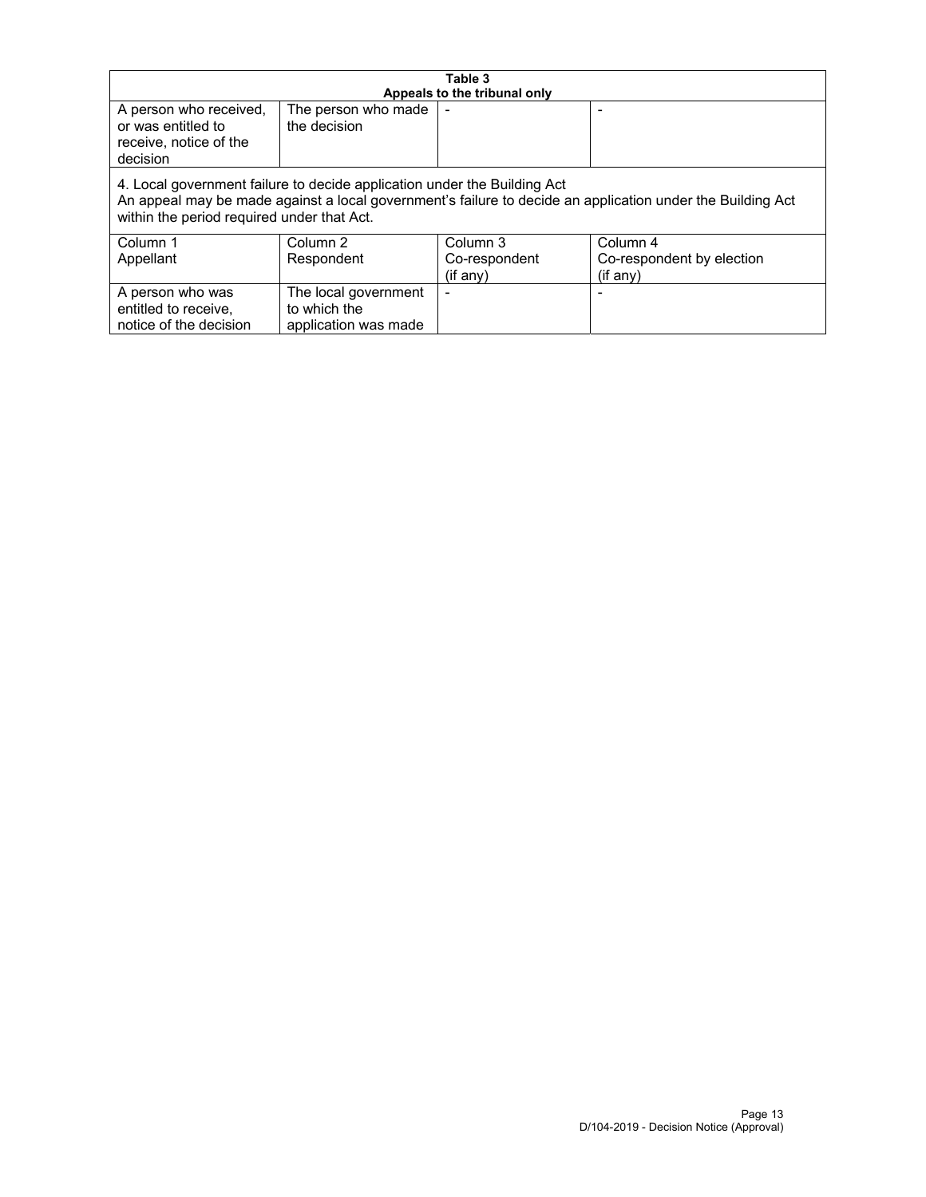**Table 3**
**Appeals to the tribunal only**

| | | | |
|---|---|---|---|
| A person who received, or was entitled to receive, notice of the decision | The person who made the decision | - | - |

4. Local government failure to decide application under the Building Act
An appeal may be made against a local government's failure to decide an application under the Building Act within the period required under that Act.

| Column 1<br>Appellant | Column 2<br>Respondent | Column 3<br>Co-respondent<br>(if any) | Column 4<br>Co-respondent by election<br>(if any) |
|---|---|---|---|
| A person who was entitled to receive, notice of the decision | The local government to which the application was made | - | - |